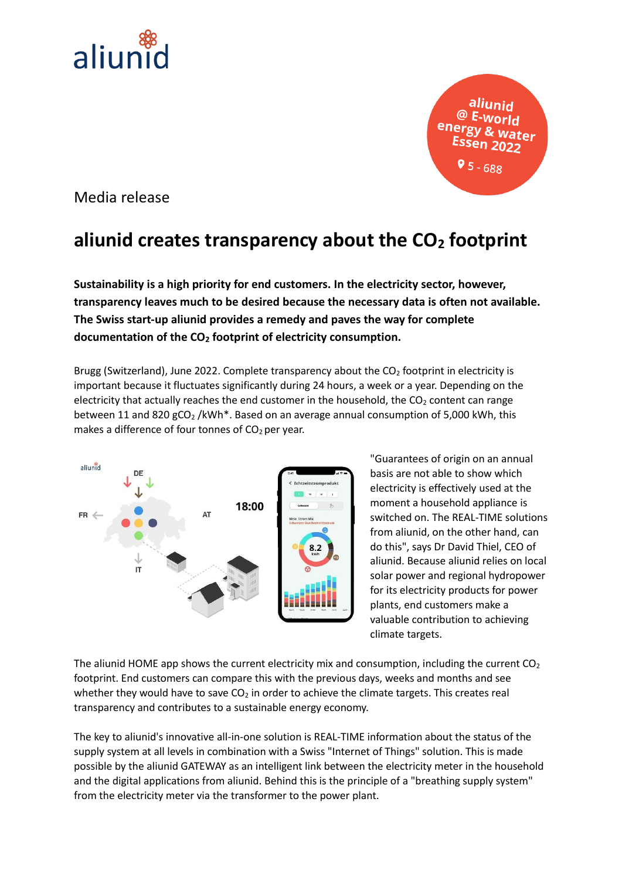aliunid

aliunid @ E-world energy & water Essen 2022
5 - 688

Media release

# aliunid creates transparency about the $CO_2$ footprint

**Sustainability is a high priority for end customers. In the electricity sector, however, transparency leaves much to be desired because the necessary data is often not available. The Swiss start-up aliunid provides a remedy and paves the way for complete documentation of the $CO_2$ footprint of electricity consumption.**

Brugg (Switzerland), June 2022. Complete transparency about the $CO_2$ footprint in electricity is important because it fluctuates significantly during 24 hours, a week or a year. Depending on the electricity that actually reaches the end customer in the household, the $CO_2$ content can range between 11 and 820 $gCO_2$ /kWh*. Based on an average annual consumption of 5,000 kWh, this makes a difference of four tonnes of $CO_2$ per year.

"Guarantees of origin on an annual basis are not able to show which electricity is effectively used at the moment a household appliance is switched on. The REAL-TIME solutions from aliunid, on the other hand, can do this", says Dr David Thiel, CEO of aliunid. Because aliunid relies on local solar power and regional hydropower for its electricity products for power plants, end customers make a valuable contribution to achieving climate targets.

The aliunid HOME app shows the current electricity mix and consumption, including the current $CO_2$ footprint. End customers can compare this with the previous days, weeks and months and see whether they would have to save $CO_2$ in order to achieve the climate targets. This creates real transparency and contributes to a sustainable energy economy.

The key to aliunid's innovative all-in-one solution is REAL-TIME information about the status of the supply system at all levels in combination with a Swiss "Internet of Things" solution. This is made possible by the aliunid GATEWAY as an intelligent link between the electricity meter in the household and the digital applications from aliunid. Behind this is the principle of a "breathing supply system" from the electricity meter via the transformer to the power plant.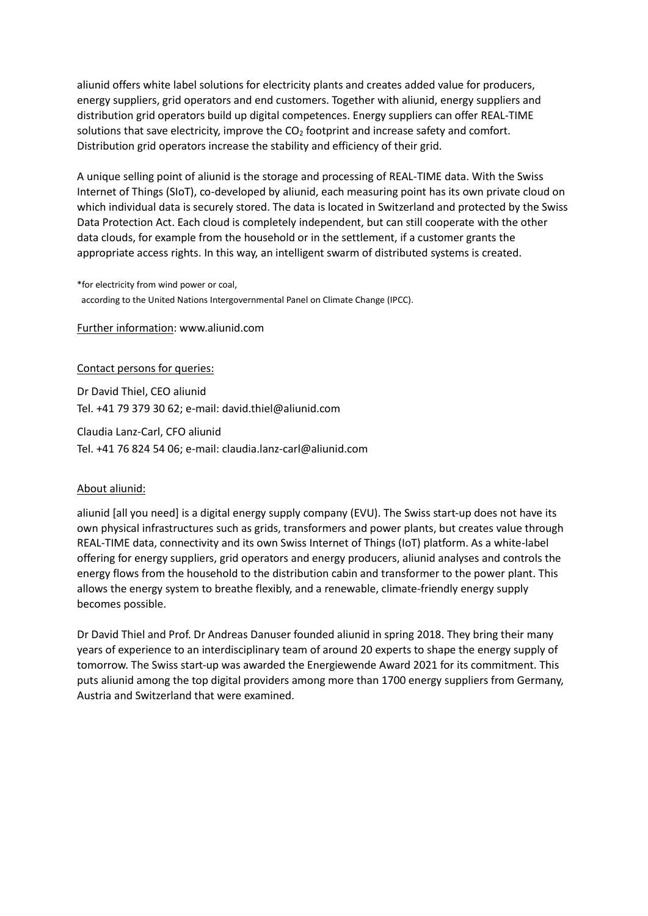aliunid offers white label solutions for electricity plants and creates added value for producers, energy suppliers, grid operators and end customers. Together with aliunid, energy suppliers and distribution grid operators build up digital competences. Energy suppliers can offer REAL-TIME solutions that save electricity, improve the $CO_2$ footprint and increase safety and comfort. Distribution grid operators increase the stability and efficiency of their grid.

A unique selling point of aliunid is the storage and processing of REAL-TIME data. With the Swiss Internet of Things (SIoT), co-developed by aliunid, each measuring point has its own private cloud on which individual data is securely stored. The data is located in Switzerland and protected by the Swiss Data Protection Act. Each cloud is completely independent, but can still cooperate with the other data clouds, for example from the household or in the settlement, if a customer grants the appropriate access rights. In this way, an intelligent swarm of distributed systems is created.

*for electricity from wind power or coal,
according to the United Nations Intergovernmental Panel on Climate Change (IPCC).

Further information: www.aliunid.com

Contact persons for queries:

Dr David Thiel, CEO aliunid
Tel. +41 79 379 30 62; e-mail: david.thiel@aliunid.com

Claudia Lanz-Carl, CFO aliunid
Tel. +41 76 824 54 06; e-mail: claudia.lanz-carl@aliunid.com

About aliunid:

aliunid [all you need] is a digital energy supply company (EVU). The Swiss start-up does not have its own physical infrastructures such as grids, transformers and power plants, but creates value through REAL-TIME data, connectivity and its own Swiss Internet of Things (IoT) platform. As a white-label offering for energy suppliers, grid operators and energy producers, aliunid analyses and controls the energy flows from the household to the distribution cabin and transformer to the power plant. This allows the energy system to breathe flexibly, and a renewable, climate-friendly energy supply becomes possible.

Dr David Thiel and Prof. Dr Andreas Danuser founded aliunid in spring 2018. They bring their many years of experience to an interdisciplinary team of around 20 experts to shape the energy supply of tomorrow. The Swiss start-up was awarded the Energiewende Award 2021 for its commitment. This puts aliunid among the top digital providers among more than 1700 energy suppliers from Germany, Austria and Switzerland that were examined.